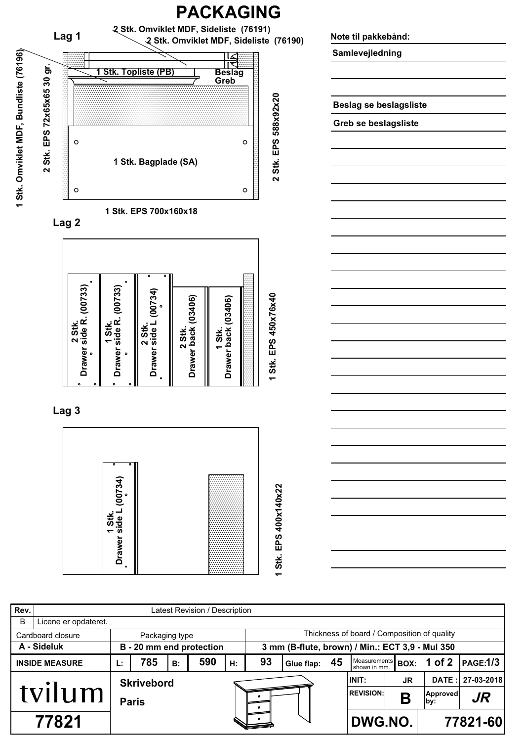# PACKAGING

## Lag 1

2 Stk. Omviklet MDF, Sideliste (76191)

2 Stk. Omviklet MDF, Sideliste (76190)

1 Stk. Omviklet MDF, Bundliste (76196)

2 Stk. EPS 72x65x65 30 gr.

1 Stk. Topliste (PB)

Beslag

Greb

1 Stk. Bagplade (SA)

2 Stk. EPS 588x92x20

1 Stk. EPS 700x160x18

## Lag 2

2 Stk. Drawer side R. (00733)

1 Stk. Drawer side R. (00733)

2 Stk. Drawer side L (00734)

2 Stk. Drawer back (03406)

1 Stk. Drawer back (03406)

1 Stk. EPS 450x76x40

## Lag 3

1 Stk. Drawer side L (00734)

1 Stk. EPS 400x140x22

**Note til pakkebånd:**

**Samlevejledning**

**Beslag se beslagsliste**

**Greb se beslagsliste**

| Rev. | Latest Revision / Description |
|---|---|
| B | Licene er opdateret. |

| Cardboard closure | Packaging type | Thickness of board / Composition of quality |
|---|---|---|
| A - Sideluk | B - 20 mm end protection | 3 mm (B-flute, brown) / Min.: ECT 3,9 - Mul 350 |

| INSIDE MEASURE | L: | 785 | B: | 590 | H: | 93 | Glue flap: | 45 | Measurements shown in mm. | BOX: | 1 of 2 | PAGE: 1/3 |
|---|---|---|---|---|---|---|---|---|---|---|---|---|

tvilum

**Skrivebord**

**Paris**

| INIT: | JR | DATE: | 27-03-2018 |
|---|---|---|---|
| REVISION: | B | Approved by: | JR |

**77821**

**DWG.NO. 77821-60**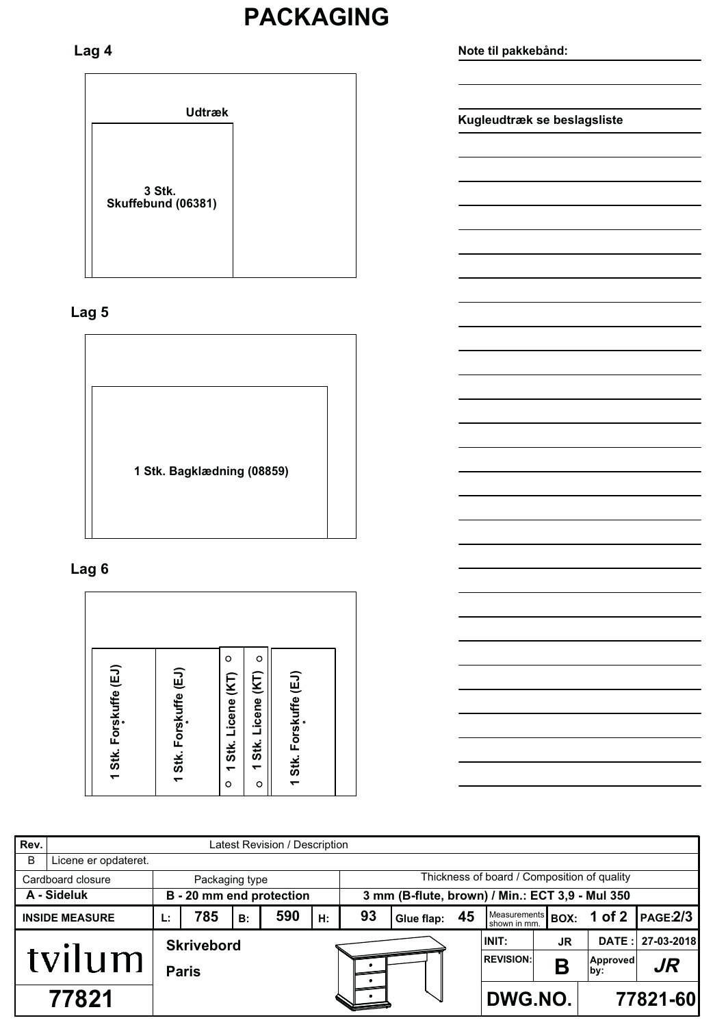# PACKAGING

## Lag 4

Udtræk

3 Stk.
Skuffebund (06381)

## Lag 5

1 Stk. Bagklædning (08859)

## Lag 6

1 Stk. Forskuffe (EJ)

1 Stk. Forskuffe (EJ)

1 Stk. Licene (KT)

1 Stk. Licene (KT)

1 Stk. Forskuffe (EJ)

**Note til pakkebånd:**

**Kugleudtræk se beslagsliste**

| Rev. | Latest Revision / Description |
|---|---|
| B | Licene er opdateret. |

| Cardboard closure | Packaging type | Thickness of board / Composition of quality |
|---|---|---|
| A - Sideluk | B - 20 mm end protection | 3 mm (B-flute, brown) / Min.: ECT 3,9 - Mul 350 |

| INSIDE MEASURE | L: | 785 | B: | 590 | H: | 93 | Glue flap: | 45 | Measurements shown in mm. | BOX: | 1 of 2 | PAGE: 2/3 |
|---|---|---|---|---|---|---|---|---|---|---|---|---|

| tvilum | Skrivebord Paris | INIT: | JR | DATE : | 27-03-2018 |
|---|---|---|---|---|---|
| | | REVISION: | B | Approved by: | JR |
| 77821 | | DWG.NO. | | | 77821-60 |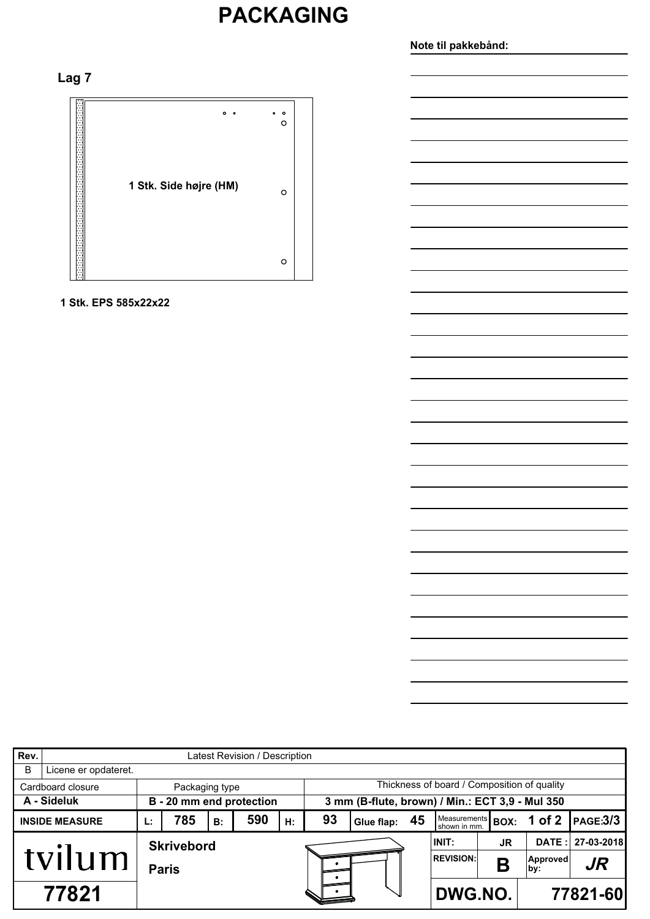# PACKAGING

**Note til pakkebånd:**

**Lag 7**

**1 Stk. Side højre (HM)**

**1 Stk. EPS 585x22x22**

| Rev. | Latest Revision / Description |
|---|---|
| B | Licene er opdateret. |

| Cardboard closure | Packaging type | Thickness of board / Composition of quality |
|---|---|---|
| **A - Sideluk** | **B - 20 mm end protection** | **3 mm (B-flute, brown) / Min.: ECT 3,9 - Mul 350** |

| INSIDE MEASURE | L: | 785 | B: | 590 | H: | 93 | Glue flap: | 45 | Measurements shown in mm. | BOX: | 1 of 2 | PAGE:3/3 |
|---|---|---|---|---|---|---|---|---|---|---|---|---|

| tvilum | Skrivebord Paris | INIT: | JR | DATE : | 27-03-2018 |
|---|---|---|---|---|---|
| | | REVISION: | B | Approved by: | JR |
| 77821 | | DWG.NO. | | 77821-60 | |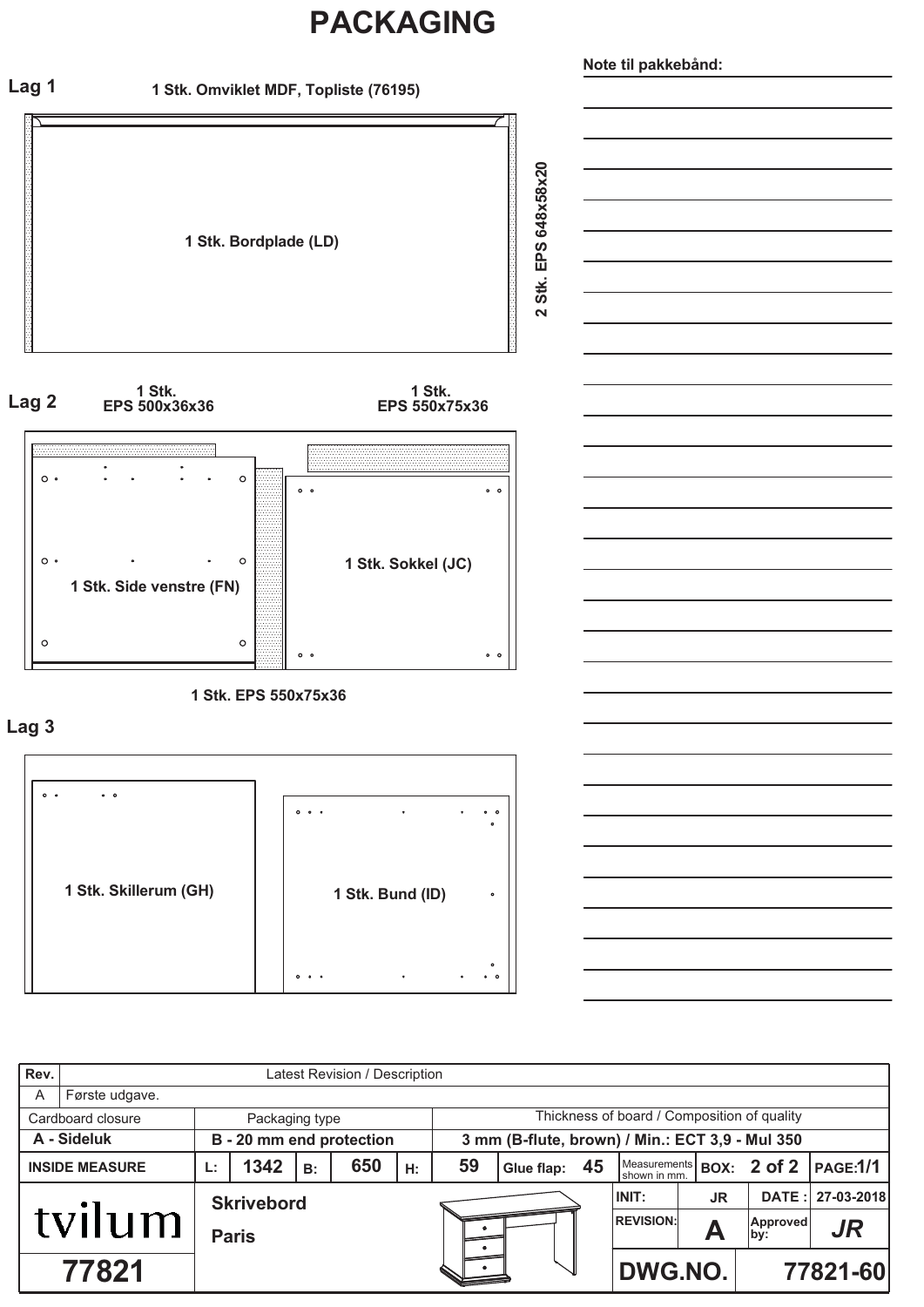# PACKAGING

## Lag 1

1 Stk. Omviklet MDF, Topliste (76195)

1 Stk. Bordplade (LD)

2 Stk. EPS 648x58x20

## Lag 2

1 Stk. EPS 500x36x36

1 Stk. EPS 550x75x36

1 Stk. Side venstre (FN)

1 Stk. Sokkel (JC)

1 Stk. EPS 550x75x36

## Lag 3

1 Stk. Skillerum (GH)

1 Stk. Bund (ID)

**Note til pakkebånd:**

| Rev. | Latest Revision / Description |
|---|---|
| A | Første udgave. |

| Cardboard closure | Packaging type | Thickness of board / Composition of quality |
|---|---|---|
| A - Sideluk | B - 20 mm end protection | 3 mm (B-flute, brown) / Min.: ECT 3,9 - Mul 350 |

| INSIDE MEASURE | L: | 1342 | B: | 650 | H: | 59 | Glue flap: | 45 | Measurements shown in mm. | BOX: | 2 of 2 | PAGE: 1/1 |
|---|---|---|---|---|---|---|---|---|---|---|---|---|

| | | | | | |
|---|---|---|---|---|---|
| tvilum | Skrivebord Paris | INIT: | JR | DATE : | 27-03-2018 |
| | | REVISION: | A | Approved by: | JR |
| 77821 | | DWG.NO. | | | 77821-60 |